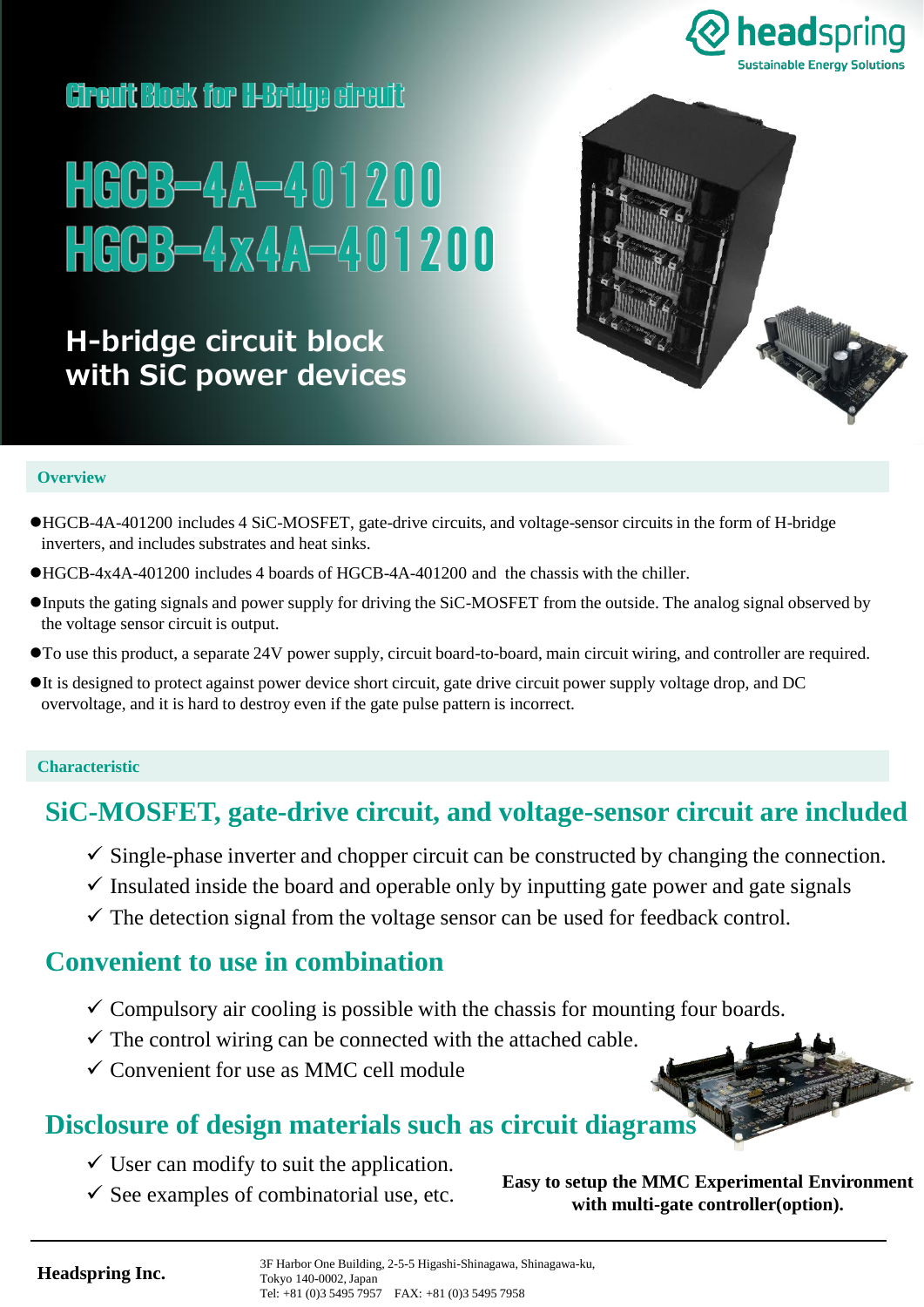headspring
Sustainable Energy Solutions

Circuit Block for H-Bridge circuit

# HGCB-4A-401200
# HGCB-4x4A-401200

## H-bridge circuit block with SiC power devices

## Overview

- HGCB-4A-401200 includes 4 SiC-MOSFET, gate-drive circuits, and voltage-sensor circuits in the form of H-bridge inverters, and includes substrates and heat sinks.
- HGCB-4x4A-401200 includes 4 boards of HGCB-4A-401200 and the chassis with the chiller.
- Inputs the gating signals and power supply for driving the SiC-MOSFET from the outside. The analog signal observed by the voltage sensor circuit is output.
- To use this product, a separate 24V power supply, circuit board-to-board, main circuit wiring, and controller are required.
- It is designed to protect against power device short circuit, gate drive circuit power supply voltage drop, and DC overvoltage, and it is hard to destroy even if the gate pulse pattern is incorrect.

## Characteristic

### SiC-MOSFET, gate-drive circuit, and voltage-sensor circuit are included

- ✓ Single-phase inverter and chopper circuit can be constructed by changing the connection.
- ✓ Insulated inside the board and operable only by inputting gate power and gate signals
- ✓ The detection signal from the voltage sensor can be used for feedback control.

### Convenient to use in combination

- ✓ Compulsory air cooling is possible with the chassis for mounting four boards.
- ✓ The control wiring can be connected with the attached cable.
- ✓ Convenient for use as MMC cell module

### Disclosure of design materials such as circuit diagrams

- ✓ User can modify to suit the application.
- ✓ See examples of combinatorial use, etc.

**Easy to setup the MMC Experimental Environment with multi-gate controller(option).**

---

**Headspring Inc.**

3F Harbor One Building, 2-5-5 Higashi-Shinagawa, Shinagawa-ku,
Tokyo 140-0002, Japan
Tel: +81 (0)3 5495 7957 FAX: +81 (0)3 5495 7958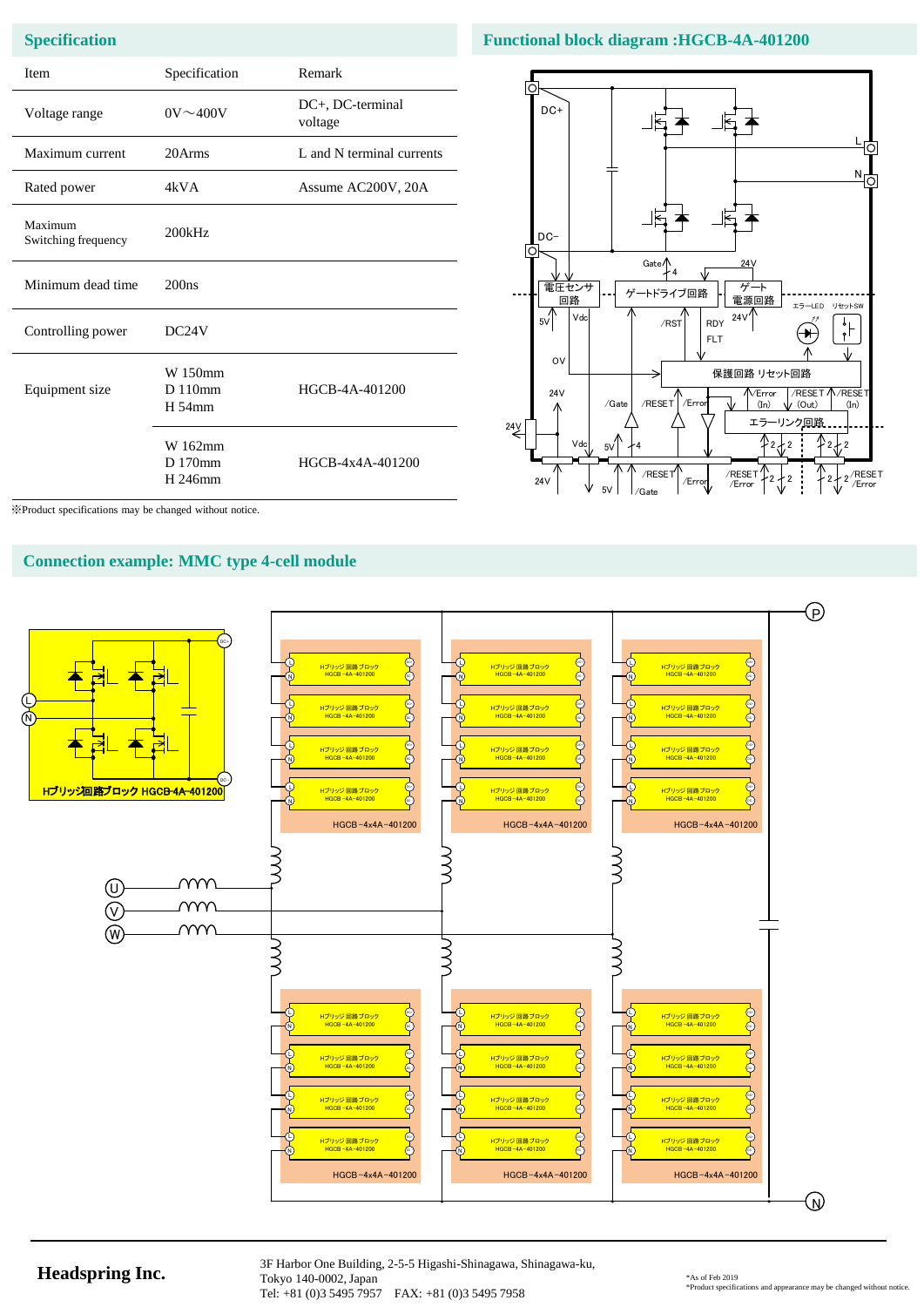## Specification

| Item | Specification | Remark |
|---|---|---|
| Voltage range | 0V～400V | DC+, DC-terminal voltage |
| Maximum current | 20Arms | L and N terminal currents |
| Rated power | 4kVA | Assume AC200V, 20A |
| Maximum Switching frequency | 200kHz | |
| Minimum dead time | 200ns | |
| Controlling power | DC24V | |
| Equipment size | W 150mm D 110mm H 54mm | HGCB-4A-401200 |
| | W 162mm D 170mm H 246mm | HGCB-4x4A-401200 |

※Product specifications may be changed without notice.

## Functional block diagram :HGCB-4A-401200

DC+
DC−
L
N
Gate
4
24V
電圧センサ回路
ゲートドライブ回路
ゲート電源回路
エラーLED
リセットSW
5V
Vdc
/RST
RDY
FLT
24V
0V
保護回路 リセット回路
24V
/Gate
/RESET
/Error
/Error (In)
/RESET (Out)
/RESET (In)
エラーリンク回路
24V
Vdc
5V
4
2
2
2
2
24V
5V
/Gate
/RESET
/Error
/RESET /Error
2
2
2
/RESET /Error

## Connection example: MMC type 4-cell module

Hブリッジ回路ブロック HGCB-4A-401200
L
N
DC+
DC-
Hブリッジ回路ブロック HGCB-4A-401200
HGCB-4x4A-401200
P
N
U
V
W